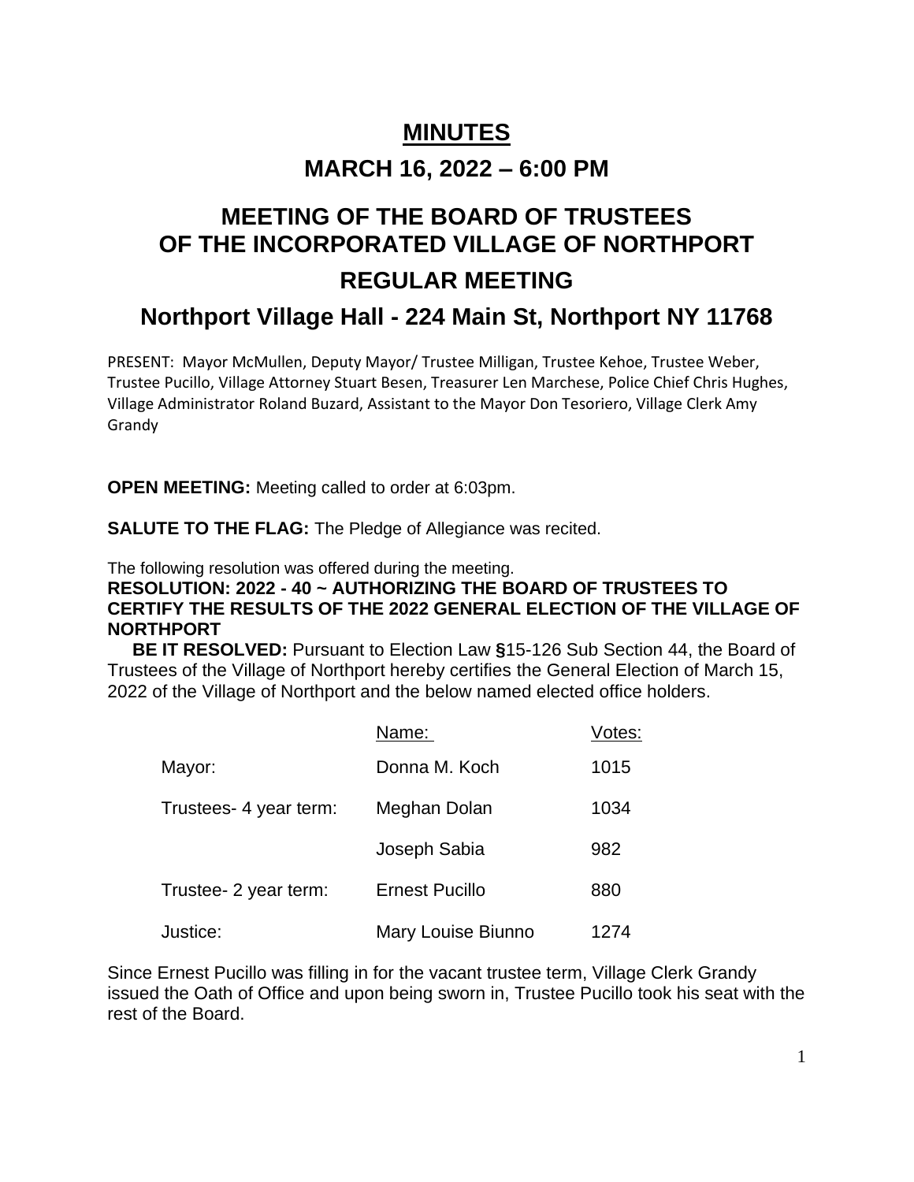# MINUTES

## MARCH 16, 2022 – 6:00 PM

## MEETING OF THE BOARD OF TRUSTEES OF THE INCORPORATED VILLAGE OF NORTHPORT

## REGULAR MEETING

## Northport Village Hall - 224 Main St, Northport NY 11768

PRESENT: Mayor McMullen, Deputy Mayor/ Trustee Milligan, Trustee Kehoe, Trustee Weber, Trustee Pucillo, Village Attorney Stuart Besen, Treasurer Len Marchese, Police Chief Chris Hughes, Village Administrator Roland Buzard, Assistant to the Mayor Don Tesoriero, Village Clerk Amy Grandy

**OPEN MEETING:** Meeting called to order at 6:03pm.

**SALUTE TO THE FLAG:** The Pledge of Allegiance was recited.

The following resolution was offered during the meeting.

**RESOLUTION: 2022 - 40 ~ AUTHORIZING THE BOARD OF TRUSTEES TO CERTIFY THE RESULTS OF THE 2022 GENERAL ELECTION OF THE VILLAGE OF NORTHPORT**

**BE IT RESOLVED:** Pursuant to Election Law **§**15-126 Sub Section 44, the Board of Trustees of the Village of Northport hereby certifies the General Election of March 15, 2022 of the Village of Northport and the below named elected office holders.

| | Name: | Votes: |
|---|---|---|
| Mayor: | Donna M. Koch | 1015 |
| Trustees- 4 year term: | Meghan Dolan | 1034 |
| | Joseph Sabia | 982 |
| Trustee- 2 year term: | Ernest Pucillo | 880 |
| Justice: | Mary Louise Biunno | 1274 |

Since Ernest Pucillo was filling in for the vacant trustee term, Village Clerk Grandy issued the Oath of Office and upon being sworn in, Trustee Pucillo took his seat with the rest of the Board.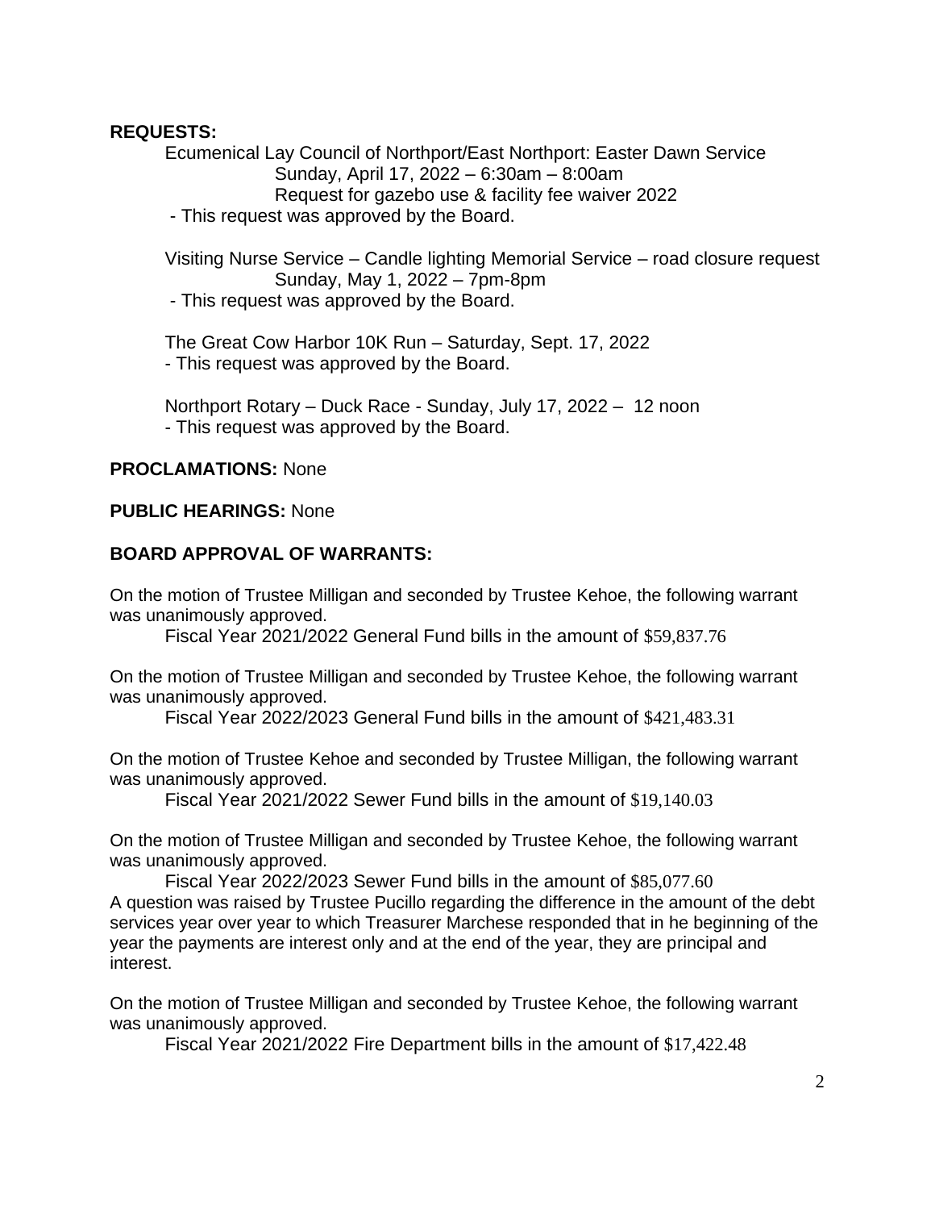**REQUESTS:**

Ecumenical Lay Council of Northport/East Northport: Easter Dawn Service
Sunday, April 17, 2022 – 6:30am – 8:00am
Request for gazebo use & facility fee waiver 2022
- This request was approved by the Board.

Visiting Nurse Service – Candle lighting Memorial Service – road closure request
Sunday, May 1, 2022 – 7pm-8pm
- This request was approved by the Board.

The Great Cow Harbor 10K Run – Saturday, Sept. 17, 2022
- This request was approved by the Board.

Northport Rotary – Duck Race - Sunday, July 17, 2022 – 12 noon
- This request was approved by the Board.

**PROCLAMATIONS:** None

**PUBLIC HEARINGS:** None

**BOARD APPROVAL OF WARRANTS:**

On the motion of Trustee Milligan and seconded by Trustee Kehoe, the following warrant was unanimously approved.

Fiscal Year 2021/2022 General Fund bills in the amount of $59,837.76

On the motion of Trustee Milligan and seconded by Trustee Kehoe, the following warrant was unanimously approved.

Fiscal Year 2022/2023 General Fund bills in the amount of $421,483.31

On the motion of Trustee Kehoe and seconded by Trustee Milligan, the following warrant was unanimously approved.

Fiscal Year 2021/2022 Sewer Fund bills in the amount of $19,140.03

On the motion of Trustee Milligan and seconded by Trustee Kehoe, the following warrant was unanimously approved.

Fiscal Year 2022/2023 Sewer Fund bills in the amount of $85,077.60

A question was raised by Trustee Pucillo regarding the difference in the amount of the debt services year over year to which Treasurer Marchese responded that in he beginning of the year the payments are interest only and at the end of the year, they are principal and interest.

On the motion of Trustee Milligan and seconded by Trustee Kehoe, the following warrant was unanimously approved.

Fiscal Year 2021/2022 Fire Department bills in the amount of $17,422.48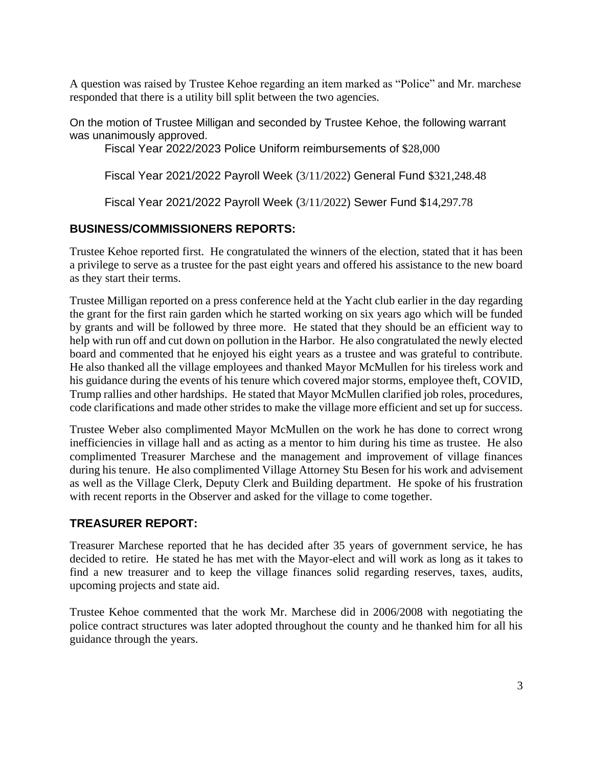A question was raised by Trustee Kehoe regarding an item marked as "Police" and Mr. marchese responded that there is a utility bill split between the two agencies.

On the motion of Trustee Milligan and seconded by Trustee Kehoe, the following warrant was unanimously approved.

Fiscal Year 2022/2023 Police Uniform reimbursements of $28,000

Fiscal Year 2021/2022 Payroll Week (3/11/2022) General Fund $321,248.48

Fiscal Year 2021/2022 Payroll Week (3/11/2022) Sewer Fund $14,297.78

## BUSINESS/COMMISSIONERS REPORTS:

Trustee Kehoe reported first. He congratulated the winners of the election, stated that it has been a privilege to serve as a trustee for the past eight years and offered his assistance to the new board as they start their terms.

Trustee Milligan reported on a press conference held at the Yacht club earlier in the day regarding the grant for the first rain garden which he started working on six years ago which will be funded by grants and will be followed by three more. He stated that they should be an efficient way to help with run off and cut down on pollution in the Harbor. He also congratulated the newly elected board and commented that he enjoyed his eight years as a trustee and was grateful to contribute. He also thanked all the village employees and thanked Mayor McMullen for his tireless work and his guidance during the events of his tenure which covered major storms, employee theft, COVID, Trump rallies and other hardships. He stated that Mayor McMullen clarified job roles, procedures, code clarifications and made other strides to make the village more efficient and set up for success.

Trustee Weber also complimented Mayor McMullen on the work he has done to correct wrong inefficiencies in village hall and as acting as a mentor to him during his time as trustee. He also complimented Treasurer Marchese and the management and improvement of village finances during his tenure. He also complimented Village Attorney Stu Besen for his work and advisement as well as the Village Clerk, Deputy Clerk and Building department. He spoke of his frustration with recent reports in the Observer and asked for the village to come together.

## TREASURER REPORT:

Treasurer Marchese reported that he has decided after 35 years of government service, he has decided to retire. He stated he has met with the Mayor-elect and will work as long as it takes to find a new treasurer and to keep the village finances solid regarding reserves, taxes, audits, upcoming projects and state aid.

Trustee Kehoe commented that the work Mr. Marchese did in 2006/2008 with negotiating the police contract structures was later adopted throughout the county and he thanked him for all his guidance through the years.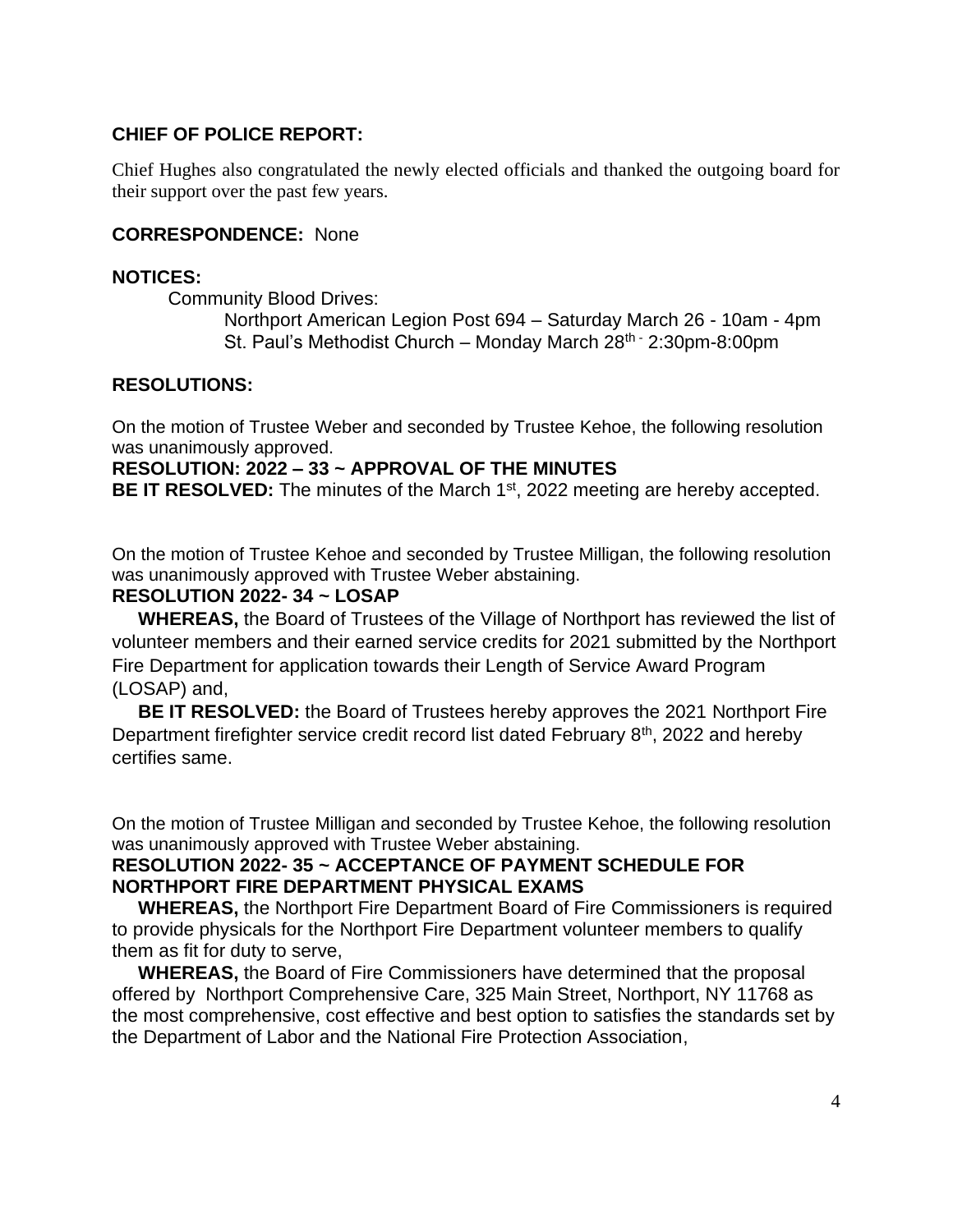**CHIEF OF POLICE REPORT:**

Chief Hughes also congratulated the newly elected officials and thanked the outgoing board for their support over the past few years.

**CORRESPONDENCE:** None

**NOTICES:**

Community Blood Drives:

Northport American Legion Post 694 – Saturday March 26 - 10am - 4pm
St. Paul's Methodist Church – Monday March 28th - 2:30pm-8:00pm

**RESOLUTIONS:**

On the motion of Trustee Weber and seconded by Trustee Kehoe, the following resolution was unanimously approved.

**RESOLUTION: 2022 – 33 ~ APPROVAL OF THE MINUTES**

**BE IT RESOLVED:** The minutes of the March 1st, 2022 meeting are hereby accepted.

On the motion of Trustee Kehoe and seconded by Trustee Milligan, the following resolution was unanimously approved with Trustee Weber abstaining.

**RESOLUTION 2022- 34 ~ LOSAP**

**WHEREAS,** the Board of Trustees of the Village of Northport has reviewed the list of volunteer members and their earned service credits for 2021 submitted by the Northport Fire Department for application towards their Length of Service Award Program (LOSAP) and,

**BE IT RESOLVED:** the Board of Trustees hereby approves the 2021 Northport Fire Department firefighter service credit record list dated February 8th, 2022 and hereby certifies same.

On the motion of Trustee Milligan and seconded by Trustee Kehoe, the following resolution was unanimously approved with Trustee Weber abstaining.

**RESOLUTION 2022- 35 ~ ACCEPTANCE OF PAYMENT SCHEDULE FOR NORTHPORT FIRE DEPARTMENT PHYSICAL EXAMS**

**WHEREAS,** the Northport Fire Department Board of Fire Commissioners is required to provide physicals for the Northport Fire Department volunteer members to qualify them as fit for duty to serve,

**WHEREAS,** the Board of Fire Commissioners have determined that the proposal offered by Northport Comprehensive Care, 325 Main Street, Northport, NY 11768 as the most comprehensive, cost effective and best option to satisfies the standards set by the Department of Labor and the National Fire Protection Association,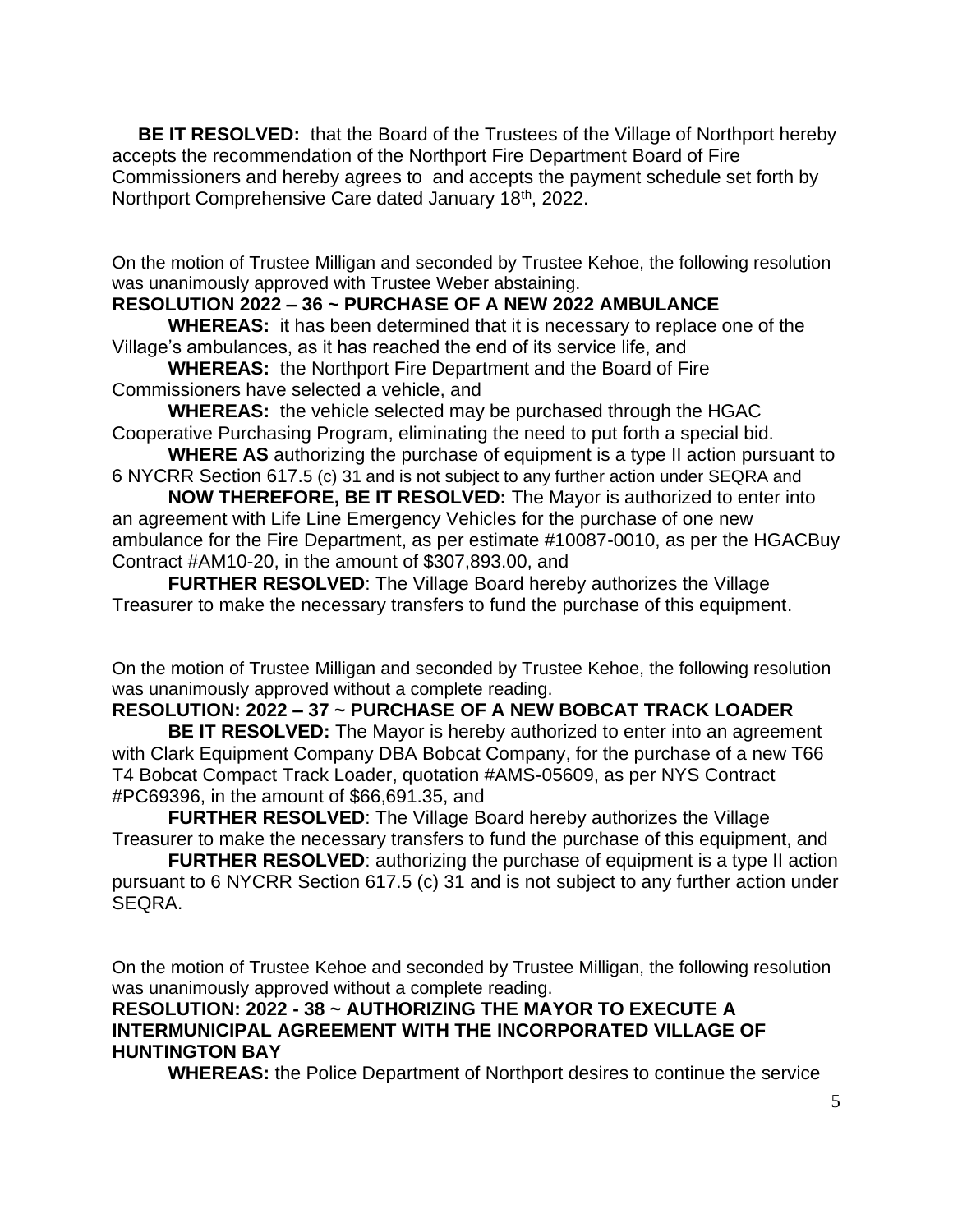**BE IT RESOLVED:** that the Board of the Trustees of the Village of Northport hereby accepts the recommendation of the Northport Fire Department Board of Fire Commissioners and hereby agrees to and accepts the payment schedule set forth by Northport Comprehensive Care dated January 18th, 2022.

On the motion of Trustee Milligan and seconded by Trustee Kehoe, the following resolution was unanimously approved with Trustee Weber abstaining.

**RESOLUTION 2022 – 36 ~ PURCHASE OF A NEW 2022 AMBULANCE**

**WHEREAS:** it has been determined that it is necessary to replace one of the Village's ambulances, as it has reached the end of its service life, and

**WHEREAS:** the Northport Fire Department and the Board of Fire Commissioners have selected a vehicle, and

**WHEREAS:** the vehicle selected may be purchased through the HGAC Cooperative Purchasing Program, eliminating the need to put forth a special bid.

**WHERE AS** authorizing the purchase of equipment is a type II action pursuant to 6 NYCRR Section 617.5 (c) 31 and is not subject to any further action under SEQRA and

**NOW THEREFORE, BE IT RESOLVED:** The Mayor is authorized to enter into an agreement with Life Line Emergency Vehicles for the purchase of one new ambulance for the Fire Department, as per estimate #10087-0010, as per the HGACBuy Contract #AM10-20, in the amount of $307,893.00, and

**FURTHER RESOLVED**: The Village Board hereby authorizes the Village Treasurer to make the necessary transfers to fund the purchase of this equipment.

On the motion of Trustee Milligan and seconded by Trustee Kehoe, the following resolution was unanimously approved without a complete reading.

**RESOLUTION: 2022 – 37 ~ PURCHASE OF A NEW BOBCAT TRACK LOADER**

**BE IT RESOLVED:** The Mayor is hereby authorized to enter into an agreement with Clark Equipment Company DBA Bobcat Company, for the purchase of a new T66 T4 Bobcat Compact Track Loader, quotation #AMS-05609, as per NYS Contract #PC69396, in the amount of $66,691.35, and

**FURTHER RESOLVED**: The Village Board hereby authorizes the Village Treasurer to make the necessary transfers to fund the purchase of this equipment, and

**FURTHER RESOLVED**: authorizing the purchase of equipment is a type II action pursuant to 6 NYCRR Section 617.5 (c) 31 and is not subject to any further action under SEQRA.

On the motion of Trustee Kehoe and seconded by Trustee Milligan, the following resolution was unanimously approved without a complete reading.

**RESOLUTION: 2022 - 38 ~ AUTHORIZING THE MAYOR TO EXECUTE A INTERMUNICIPAL AGREEMENT WITH THE INCORPORATED VILLAGE OF HUNTINGTON BAY**

**WHEREAS:** the Police Department of Northport desires to continue the service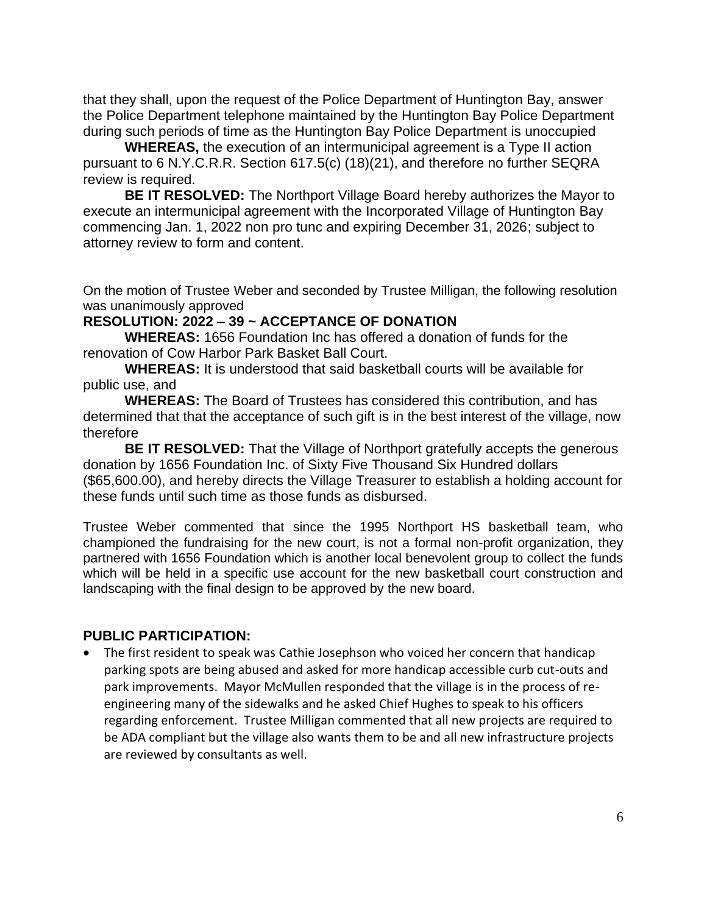that they shall, upon the request of the Police Department of Huntington Bay, answer the Police Department telephone maintained by the Huntington Bay Police Department during such periods of time as the Huntington Bay Police Department is unoccupied

**WHEREAS,** the execution of an intermunicipal agreement is a Type II action pursuant to 6 N.Y.C.R.R. Section 617.5(c) (18)(21), and therefore no further SEQRA review is required.

**BE IT RESOLVED:** The Northport Village Board hereby authorizes the Mayor to execute an intermunicipal agreement with the Incorporated Village of Huntington Bay commencing Jan. 1, 2022 non pro tunc and expiring December 31, 2026; subject to attorney review to form and content.

On the motion of Trustee Weber and seconded by Trustee Milligan, the following resolution was unanimously approved

**RESOLUTION: 2022 – 39 ~ ACCEPTANCE OF DONATION**

**WHEREAS:** 1656 Foundation Inc has offered a donation of funds for the renovation of Cow Harbor Park Basket Ball Court.

**WHEREAS:** It is understood that said basketball courts will be available for public use, and

**WHEREAS:** The Board of Trustees has considered this contribution, and has determined that that the acceptance of such gift is in the best interest of the village, now therefore

**BE IT RESOLVED:** That the Village of Northport gratefully accepts the generous donation by 1656 Foundation Inc. of Sixty Five Thousand Six Hundred dollars ($65,600.00), and hereby directs the Village Treasurer to establish a holding account for these funds until such time as those funds as disbursed.

Trustee Weber commented that since the 1995 Northport HS basketball team, who championed the fundraising for the new court, is not a formal non-profit organization, they partnered with 1656 Foundation which is another local benevolent group to collect the funds which will be held in a specific use account for the new basketball court construction and landscaping with the final design to be approved by the new board.

**PUBLIC PARTICIPATION:**

- The first resident to speak was Cathie Josephson who voiced her concern that handicap parking spots are being abused and asked for more handicap accessible curb cut-outs and park improvements. Mayor McMullen responded that the village is in the process of re-engineering many of the sidewalks and he asked Chief Hughes to speak to his officers regarding enforcement. Trustee Milligan commented that all new projects are required to be ADA compliant but the village also wants them to be and all new infrastructure projects are reviewed by consultants as well.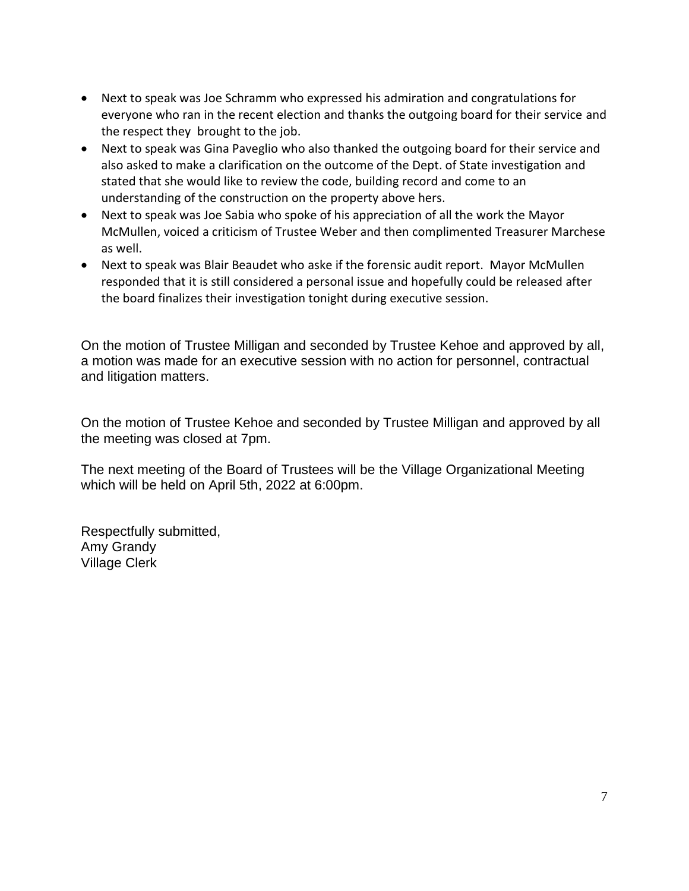- Next to speak was Joe Schramm who expressed his admiration and congratulations for everyone who ran in the recent election and thanks the outgoing board for their service and the respect they  brought to the job.
- Next to speak was Gina Paveglio who also thanked the outgoing board for their service and also asked to make a clarification on the outcome of the Dept. of State investigation and stated that she would like to review the code, building record and come to an understanding of the construction on the property above hers.
- Next to speak was Joe Sabia who spoke of his appreciation of all the work the Mayor McMullen, voiced a criticism of Trustee Weber and then complimented Treasurer Marchese as well.
- Next to speak was Blair Beaudet who aske if the forensic audit report.  Mayor McMullen responded that it is still considered a personal issue and hopefully could be released after the board finalizes their investigation tonight during executive session.

On the motion of Trustee Milligan and seconded by Trustee Kehoe and approved by all, a motion was made for an executive session with no action for personnel, contractual and litigation matters.

On the motion of Trustee Kehoe and seconded by Trustee Milligan and approved by all the meeting was closed at 7pm.

The next meeting of the Board of Trustees will be the Village Organizational Meeting which will be held on April 5th, 2022 at 6:00pm.

Respectfully submitted,
Amy Grandy
Village Clerk